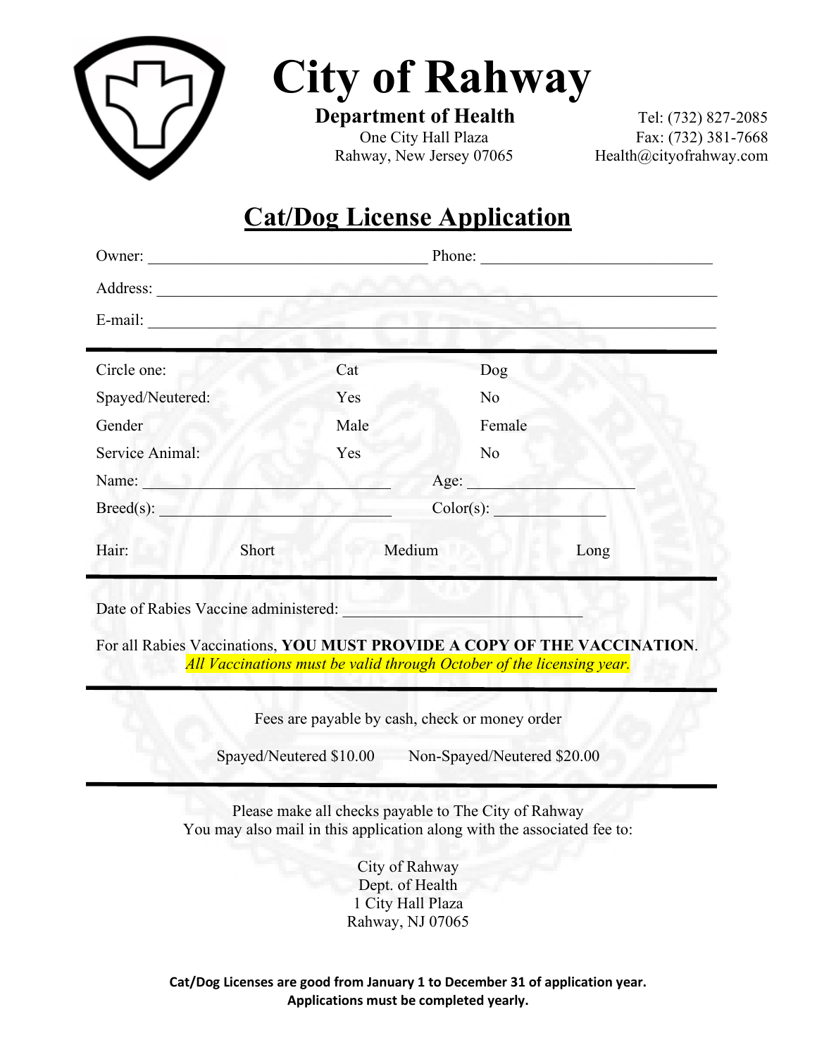# City of Rahway

**Department of Health**
One City Hall Plaza
Rahway, New Jersey 07065

Tel: (732) 827-2085
Fax: (732) 381-7668
Health@cityofrahway.com

## Cat/Dog License Application

Owner: ______________________________ Phone: ______________________________

Address: ____________________________________________________________

E-mail: ____________________________________________________________

---

| | | |
|---|---|---|
| Circle one: | Cat | Dog |
| Spayed/Neutered: | Yes | No |
| Gender | Male | Female |
| Service Animal: | Yes | No |

Name: ______________________________ Age: ____________________

Breed(s): ______________________________ Color(s): ______________

Hair: Short Medium Long

---

Date of Rabies Vaccine administered: ______________________________

For all Rabies Vaccinations, **YOU MUST PROVIDE A COPY OF THE VACCINATION**.
*All Vaccinations must be valid through October of the licensing year.*

---

Fees are payable by cash, check or money order

Spayed/Neutered $10.00 Non-Spayed/Neutered $20.00

---

Please make all checks payable to The City of Rahway
You may also mail in this application along with the associated fee to:

City of Rahway
Dept. of Health
1 City Hall Plaza
Rahway, NJ 07065

**Cat/Dog Licenses are good from January 1 to December 31 of application year.**
**Applications must be completed yearly.**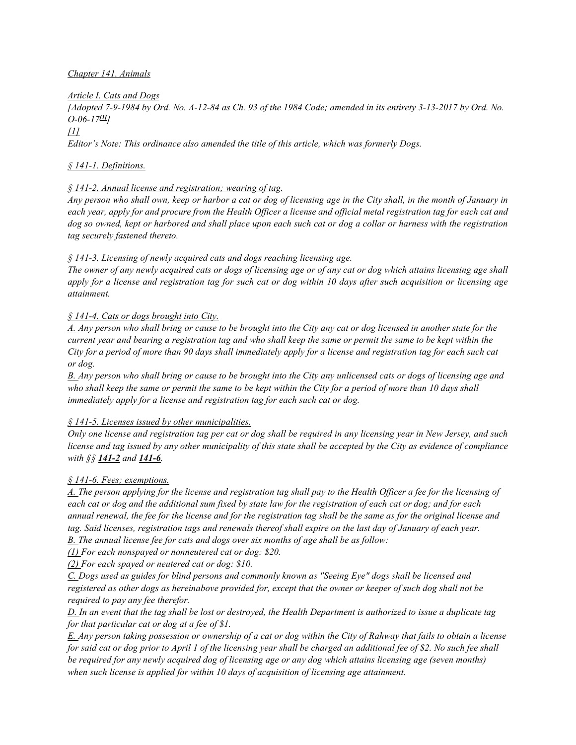*Chapter 141. Animals*

*Article I. Cats and Dogs*

*[Adopted 7-9-1984 by Ord. No. A-12-84 as Ch. 93 of the 1984 Code; amended in its entirety 3-13-2017 by Ord. No. O-06-17[1]]*

*[1]*

*Editor's Note: This ordinance also amended the title of this article, which was formerly Dogs.*

*§ 141-1. Definitions.*

*§ 141-2. Annual license and registration; wearing of tag.*

*Any person who shall own, keep or harbor a cat or dog of licensing age in the City shall, in the month of January in each year, apply for and procure from the Health Officer a license and official metal registration tag for each cat and dog so owned, kept or harbored and shall place upon each such cat or dog a collar or harness with the registration tag securely fastened thereto.*

*§ 141-3. Licensing of newly acquired cats and dogs reaching licensing age.*

*The owner of any newly acquired cats or dogs of licensing age or of any cat or dog which attains licensing age shall apply for a license and registration tag for such cat or dog within 10 days after such acquisition or licensing age attainment.*

*§ 141-4. Cats or dogs brought into City.*

*A. Any person who shall bring or cause to be brought into the City any cat or dog licensed in another state for the current year and bearing a registration tag and who shall keep the same or permit the same to be kept within the City for a period of more than 90 days shall immediately apply for a license and registration tag for each such cat or dog.*

*B. Any person who shall bring or cause to be brought into the City any unlicensed cats or dogs of licensing age and who shall keep the same or permit the same to be kept within the City for a period of more than 10 days shall immediately apply for a license and registration tag for each such cat or dog.*

*§ 141-5. Licenses issued by other municipalities.*

*Only one license and registration tag per cat or dog shall be required in any licensing year in New Jersey, and such license and tag issued by any other municipality of this state shall be accepted by the City as evidence of compliance with §§ **141-2** and **141-6**.*

*§ 141-6. Fees; exemptions.*

*A. The person applying for the license and registration tag shall pay to the Health Officer a fee for the licensing of each cat or dog and the additional sum fixed by state law for the registration of each cat or dog; and for each annual renewal, the fee for the license and for the registration tag shall be the same as for the original license and tag. Said licenses, registration tags and renewals thereof shall expire on the last day of January of each year.*

*B. The annual license fee for cats and dogs over six months of age shall be as follow:*

*(1) For each nonspayed or nonneutered cat or dog: $20.*

*(2) For each spayed or neutered cat or dog: $10.*

*C. Dogs used as guides for blind persons and commonly known as "Seeing Eye" dogs shall be licensed and registered as other dogs as hereinabove provided for, except that the owner or keeper of such dog shall not be required to pay any fee therefor.*

*D. In an event that the tag shall be lost or destroyed, the Health Department is authorized to issue a duplicate tag for that particular cat or dog at a fee of $1.*

*E. Any person taking possession or ownership of a cat or dog within the City of Rahway that fails to obtain a license for said cat or dog prior to April 1 of the licensing year shall be charged an additional fee of $2. No such fee shall be required for any newly acquired dog of licensing age or any dog which attains licensing age (seven months) when such license is applied for within 10 days of acquisition of licensing age attainment.*